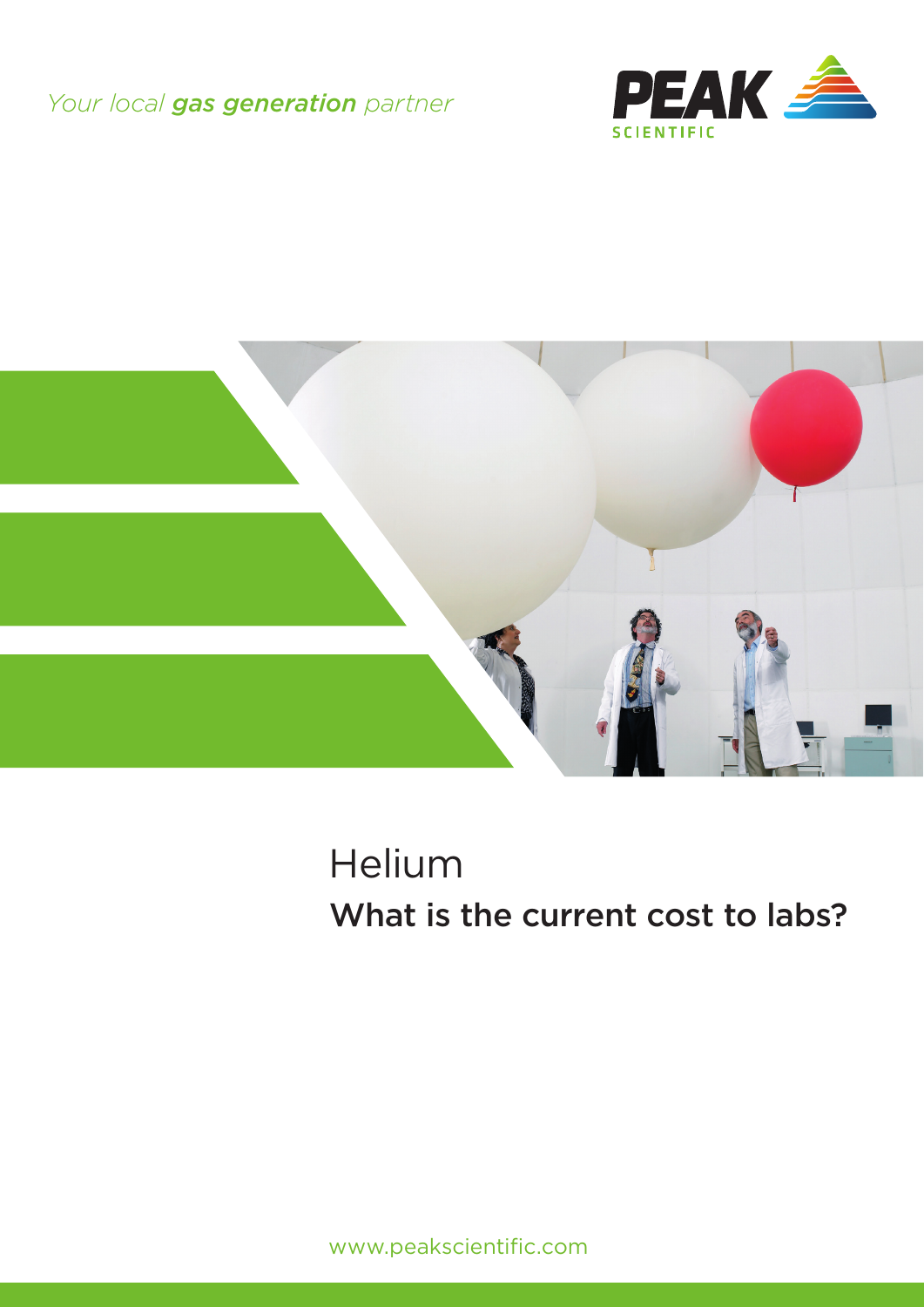*Your local **gas generation** partner*

PEAK SCIENTIFIC

# Helium

## What is the current cost to labs?

www.peakscientific.com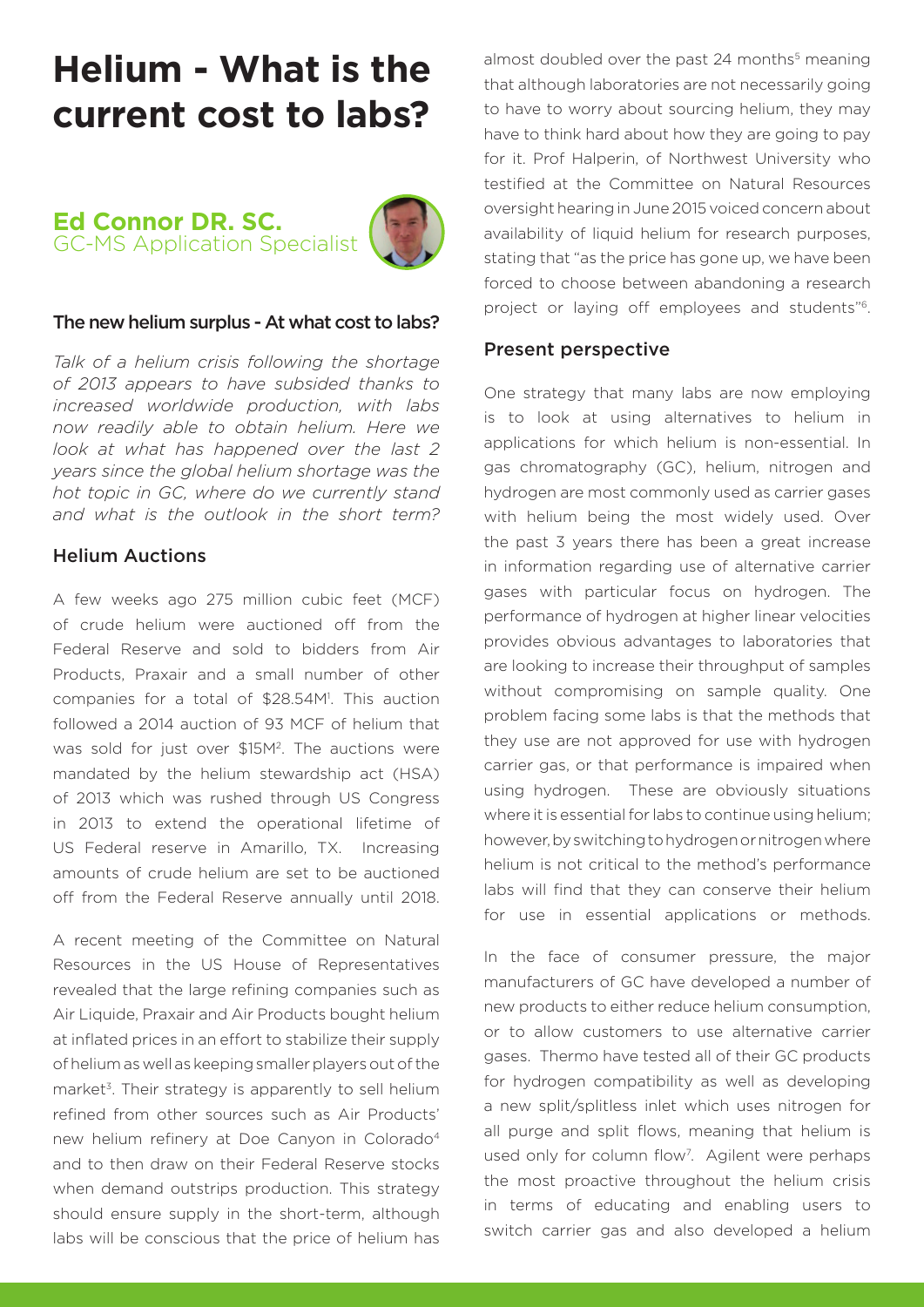# Helium - What is the current cost to labs?

**Ed Connor DR. SC.**
GC-MS Application Specialist

### The new helium surplus - At what cost to labs?

*Talk of a helium crisis following the shortage of 2013 appears to have subsided thanks to increased worldwide production, with labs now readily able to obtain helium. Here we look at what has happened over the last 2 years since the global helium shortage was the hot topic in GC, where do we currently stand and what is the outlook in the short term?*

### Helium Auctions

A few weeks ago 275 million cubic feet (MCF) of crude helium were auctioned off from the Federal Reserve and sold to bidders from Air Products, Praxair and a small number of other companies for a total of $28.54M[1]. This auction followed a 2014 auction of 93 MCF of helium that was sold for just over $15M[2]. The auctions were mandated by the helium stewardship act (HSA) of 2013 which was rushed through US Congress in 2013 to extend the operational lifetime of US Federal reserve in Amarillo, TX. Increasing amounts of crude helium are set to be auctioned off from the Federal Reserve annually until 2018.

A recent meeting of the Committee on Natural Resources in the US House of Representatives revealed that the large refining companies such as Air Liquide, Praxair and Air Products bought helium at inflated prices in an effort to stabilize their supply of helium as well as keeping smaller players out of the market[3]. Their strategy is apparently to sell helium refined from other sources such as Air Products' new helium refinery at Doe Canyon in Colorado[4] and to then draw on their Federal Reserve stocks when demand outstrips production. This strategy should ensure supply in the short-term, although labs will be conscious that the price of helium has almost doubled over the past 24 months[5] meaning that although laboratories are not necessarily going to have to worry about sourcing helium, they may have to think hard about how they are going to pay for it. Prof Halperin, of Northwest University who testified at the Committee on Natural Resources oversight hearing in June 2015 voiced concern about availability of liquid helium for research purposes, stating that "as the price has gone up, we have been forced to choose between abandoning a research project or laying off employees and students"[6].

### Present perspective

One strategy that many labs are now employing is to look at using alternatives to helium in applications for which helium is non-essential. In gas chromatography (GC), helium, nitrogen and hydrogen are most commonly used as carrier gases with helium being the most widely used. Over the past 3 years there has been a great increase in information regarding use of alternative carrier gases with particular focus on hydrogen. The performance of hydrogen at higher linear velocities provides obvious advantages to laboratories that are looking to increase their throughput of samples without compromising on sample quality. One problem facing some labs is that the methods that they use are not approved for use with hydrogen carrier gas, or that performance is impaired when using hydrogen. These are obviously situations where it is essential for labs to continue using helium; however, by switching to hydrogen or nitrogen where helium is not critical to the method's performance labs will find that they can conserve their helium for use in essential applications or methods.

In the face of consumer pressure, the major manufacturers of GC have developed a number of new products to either reduce helium consumption, or to allow customers to use alternative carrier gases. Thermo have tested all of their GC products for hydrogen compatibility as well as developing a new split/splitless inlet which uses nitrogen for all purge and split flows, meaning that helium is used only for column flow[7]. Agilent were perhaps the most proactive throughout the helium crisis in terms of educating and enabling users to switch carrier gas and also developed a helium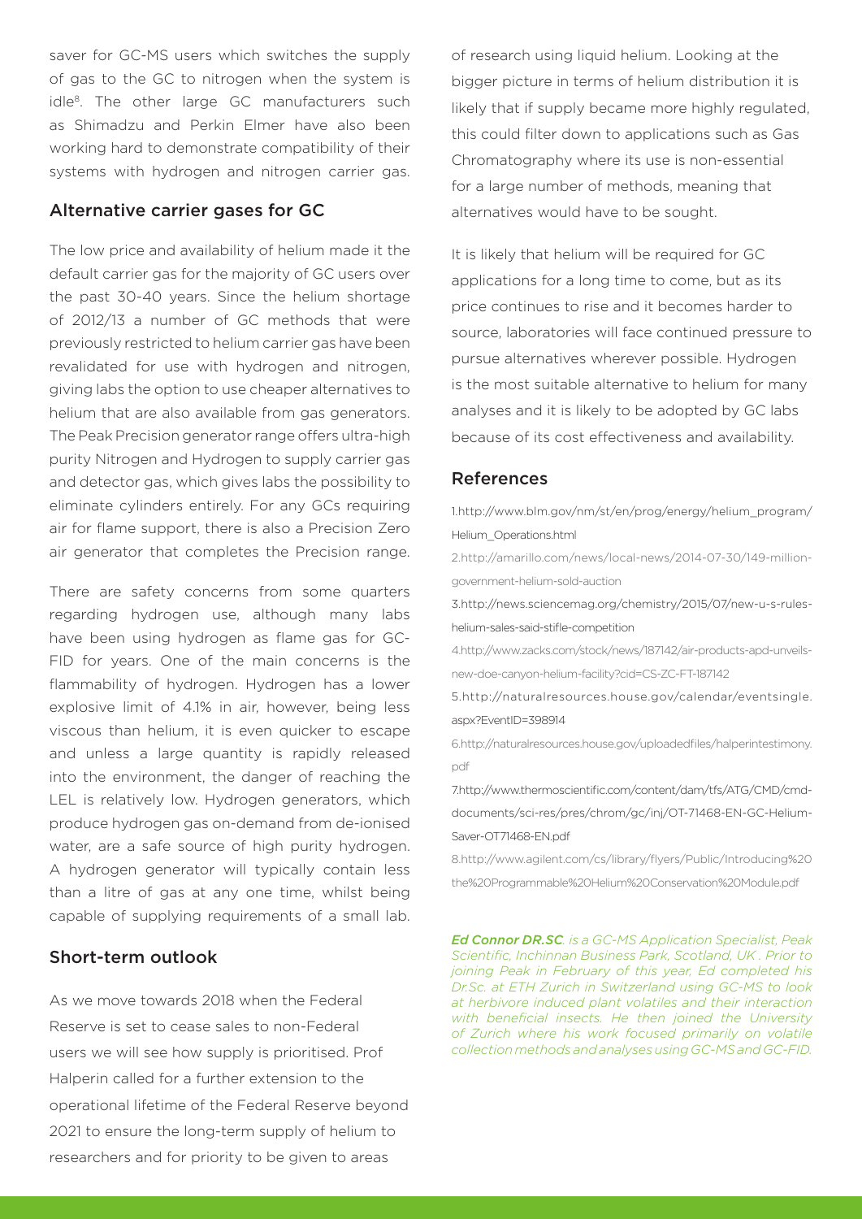saver for GC-MS users which switches the supply of gas to the GC to nitrogen when the system is idle[8]. The other large GC manufacturers such as Shimadzu and Perkin Elmer have also been working hard to demonstrate compatibility of their systems with hydrogen and nitrogen carrier gas.

## Alternative carrier gases for GC

The low price and availability of helium made it the default carrier gas for the majority of GC users over the past 30-40 years. Since the helium shortage of 2012/13 a number of GC methods that were previously restricted to helium carrier gas have been revalidated for use with hydrogen and nitrogen, giving labs the option to use cheaper alternatives to helium that are also available from gas generators. The Peak Precision generator range offers ultra-high purity Nitrogen and Hydrogen to supply carrier gas and detector gas, which gives labs the possibility to eliminate cylinders entirely. For any GCs requiring air for flame support, there is also a Precision Zero air generator that completes the Precision range.

There are safety concerns from some quarters regarding hydrogen use, although many labs have been using hydrogen as flame gas for GC-FID for years. One of the main concerns is the flammability of hydrogen. Hydrogen has a lower explosive limit of 4.1% in air, however, being less viscous than helium, it is even quicker to escape and unless a large quantity is rapidly released into the environment, the danger of reaching the LEL is relatively low. Hydrogen generators, which produce hydrogen gas on-demand from de-ionised water, are a safe source of high purity hydrogen. A hydrogen generator will typically contain less than a litre of gas at any one time, whilst being capable of supplying requirements of a small lab.

## Short-term outlook

As we move towards 2018 when the Federal Reserve is set to cease sales to non-Federal users we will see how supply is prioritised. Prof Halperin called for a further extension to the operational lifetime of the Federal Reserve beyond 2021 to ensure the long-term supply of helium to researchers and for priority to be given to areas of research using liquid helium. Looking at the bigger picture in terms of helium distribution it is likely that if supply became more highly regulated, this could filter down to applications such as Gas Chromatography where its use is non-essential for a large number of methods, meaning that alternatives would have to be sought.

It is likely that helium will be required for GC applications for a long time to come, but as its price continues to rise and it becomes harder to source, laboratories will face continued pressure to pursue alternatives wherever possible. Hydrogen is the most suitable alternative to helium for many analyses and it is likely to be adopted by GC labs because of its cost effectiveness and availability.

## References

1. http://www.blm.gov/nm/st/en/prog/energy/helium_program/Helium_Operations.html
2. http://amarillo.com/news/local-news/2014-07-30/149-million-government-helium-sold-auction
3. http://news.sciencemag.org/chemistry/2015/07/new-u-s-rules-helium-sales-said-stifle-competition
4. http://www.zacks.com/stock/news/187142/air-products-apd-unveils-new-doe-canyon-helium-facility?cid=CS-ZC-FT-187142
5. http://naturalresources.house.gov/calendar/eventsingle.aspx?EventID=398914
6. http://naturalresources.house.gov/uploadedfiles/halperintestimony.pdf
7. http://www.thermoscientific.com/content/dam/tfs/ATG/CMD/cmd-documents/sci-res/pres/chrom/gc/inj/OT-71468-EN-GC-Helium-Saver-OT71468-EN.pdf
8. http://www.agilent.com/cs/library/flyers/Public/Introducing%20the%20Programmable%20Helium%20Conservation%20Module.pdf

***Ed Connor DR.SC**. is a GC-MS Application Specialist, Peak Scientific, Inchinnan Business Park, Scotland, UK . Prior to joining Peak in February of this year, Ed completed his Dr.Sc. at ETH Zurich in Switzerland using GC-MS to look at herbivore induced plant volatiles and their interaction with beneficial insects. He then joined the University of Zurich where his work focused primarily on volatile collection methods and analyses using GC-MS and GC-FID.*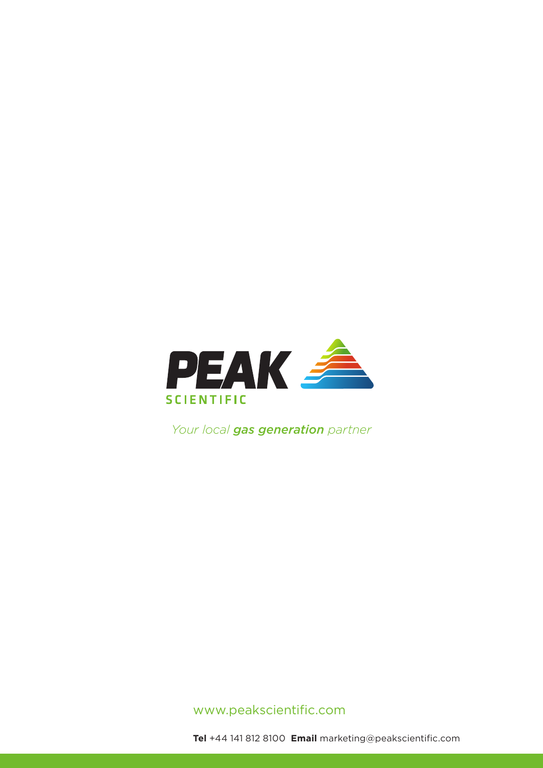PEAK

SCIENTIFIC

*Your local **gas generation** partner*

www.peakscientific.com

**Tel** +44 141 812 8100 **Email** marketing@peakscientific.com